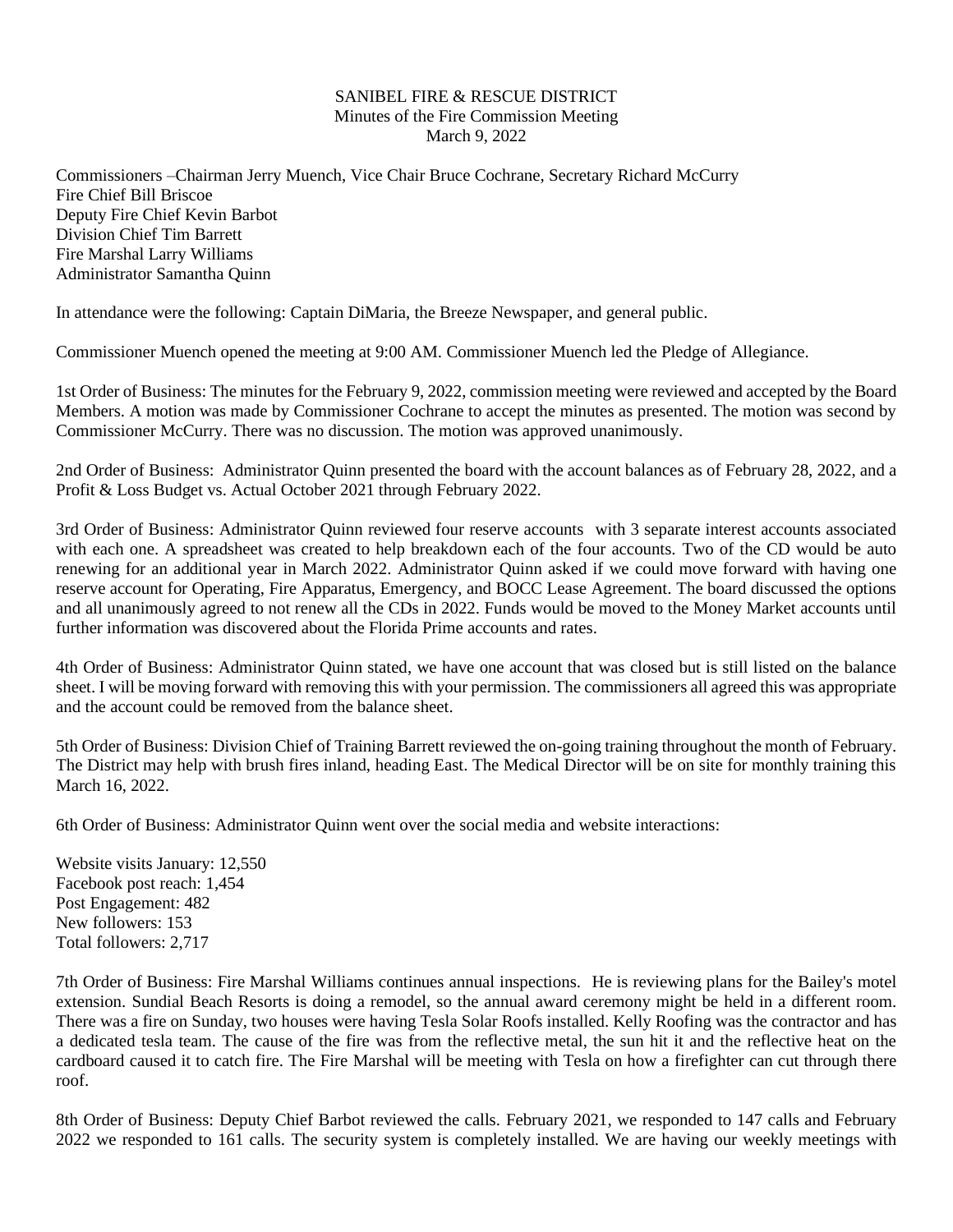SANIBEL FIRE & RESCUE DISTRICT
Minutes of the Fire Commission Meeting
March 9, 2022

Commissioners –Chairman Jerry Muench, Vice Chair Bruce Cochrane, Secretary Richard McCurry
Fire Chief Bill Briscoe
Deputy Fire Chief Kevin Barbot
Division Chief Tim Barrett
Fire Marshal Larry Williams
Administrator Samantha Quinn

In attendance were the following: Captain DiMaria, the Breeze Newspaper, and general public.

Commissioner Muench opened the meeting at 9:00 AM. Commissioner Muench led the Pledge of Allegiance.

1st Order of Business: The minutes for the February 9, 2022, commission meeting were reviewed and accepted by the Board Members. A motion was made by Commissioner Cochrane to accept the minutes as presented. The motion was second by Commissioner McCurry. There was no discussion. The motion was approved unanimously.

2nd Order of Business: Administrator Quinn presented the board with the account balances as of February 28, 2022, and a Profit & Loss Budget vs. Actual October 2021 through February 2022.

3rd Order of Business: Administrator Quinn reviewed four reserve accounts with 3 separate interest accounts associated with each one. A spreadsheet was created to help breakdown each of the four accounts. Two of the CD would be auto renewing for an additional year in March 2022. Administrator Quinn asked if we could move forward with having one reserve account for Operating, Fire Apparatus, Emergency, and BOCC Lease Agreement. The board discussed the options and all unanimously agreed to not renew all the CDs in 2022. Funds would be moved to the Money Market accounts until further information was discovered about the Florida Prime accounts and rates.

4th Order of Business: Administrator Quinn stated, we have one account that was closed but is still listed on the balance sheet. I will be moving forward with removing this with your permission. The commissioners all agreed this was appropriate and the account could be removed from the balance sheet.

5th Order of Business: Division Chief of Training Barrett reviewed the on-going training throughout the month of February. The District may help with brush fires inland, heading East. The Medical Director will be on site for monthly training this March 16, 2022.

6th Order of Business: Administrator Quinn went over the social media and website interactions:

Website visits January: 12,550
Facebook post reach: 1,454
Post Engagement: 482
New followers: 153
Total followers: 2,717

7th Order of Business: Fire Marshal Williams continues annual inspections. He is reviewing plans for the Bailey's motel extension. Sundial Beach Resorts is doing a remodel, so the annual award ceremony might be held in a different room. There was a fire on Sunday, two houses were having Tesla Solar Roofs installed. Kelly Roofing was the contractor and has a dedicated tesla team. The cause of the fire was from the reflective metal, the sun hit it and the reflective heat on the cardboard caused it to catch fire. The Fire Marshal will be meeting with Tesla on how a firefighter can cut through there roof.

8th Order of Business: Deputy Chief Barbot reviewed the calls. February 2021, we responded to 147 calls and February 2022 we responded to 161 calls. The security system is completely installed. We are having our weekly meetings with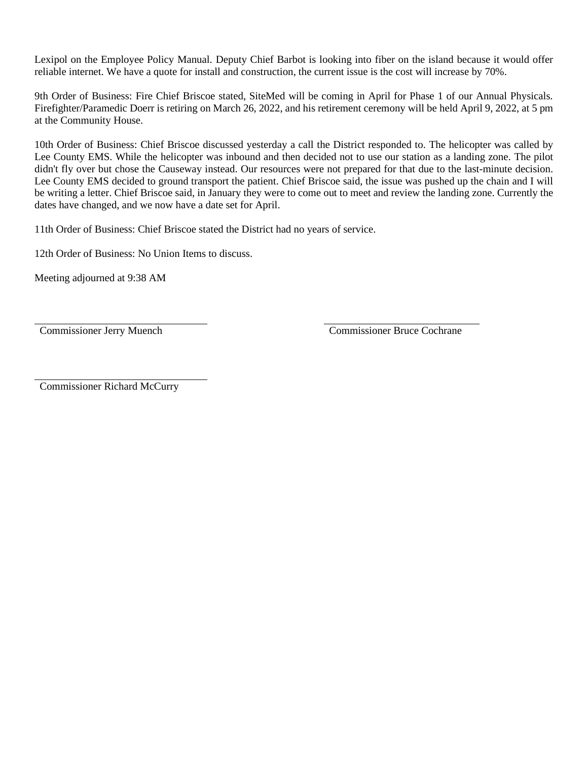Lexipol on the Employee Policy Manual. Deputy Chief Barbot is looking into fiber on the island because it would offer reliable internet. We have a quote for install and construction, the current issue is the cost will increase by 70%.

9th Order of Business: Fire Chief Briscoe stated, SiteMed will be coming in April for Phase 1 of our Annual Physicals. Firefighter/Paramedic Doerr is retiring on March 26, 2022, and his retirement ceremony will be held April 9, 2022, at 5 pm at the Community House.

10th Order of Business: Chief Briscoe discussed yesterday a call the District responded to. The helicopter was called by Lee County EMS. While the helicopter was inbound and then decided not to use our station as a landing zone. The pilot didn't fly over but chose the Causeway instead. Our resources were not prepared for that due to the last-minute decision. Lee County EMS decided to ground transport the patient. Chief Briscoe said, the issue was pushed up the chain and I will be writing a letter. Chief Briscoe said, in January they were to come out to meet and review the landing zone. Currently the dates have changed, and we now have a date set for April.

11th Order of Business: Chief Briscoe stated the District had no years of service.

12th Order of Business: No Union Items to discuss.

Meeting adjourned at 9:38 AM

\_\_\_\_\_\_\_\_\_\_\_\_\_\_\_\_\_\_\_\_\_\_\_\_\_\_\_\_\_\_
Commissioner Jerry Muench

\_\_\_\_\_\_\_\_\_\_\_\_\_\_\_\_\_\_\_\_\_\_\_\_\_\_\_\_\_\_
Commissioner Bruce Cochrane

\_\_\_\_\_\_\_\_\_\_\_\_\_\_\_\_\_\_\_\_\_\_\_\_\_\_\_\_\_\_
Commissioner Richard McCurry